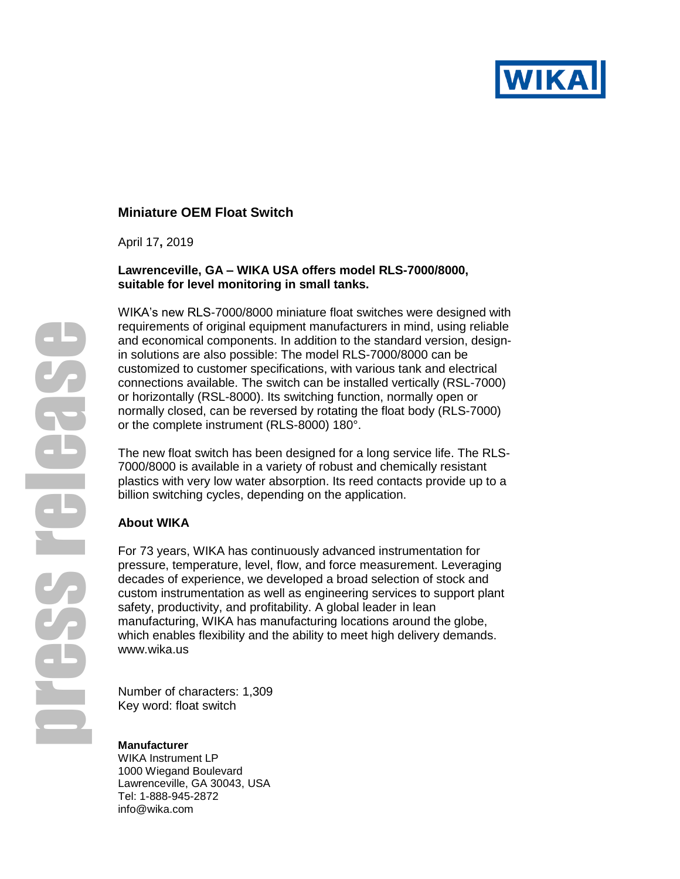## Miniature OEM Float Switch

April 17, 2019

**Lawrenceville, GA – WIKA USA offers model RLS-7000/8000, suitable for level monitoring in small tanks.**

WIKA's new RLS-7000/8000 miniature float switches were designed with requirements of original equipment manufacturers in mind, using reliable and economical components. In addition to the standard version, design-in solutions are also possible: The model RLS-7000/8000 can be customized to customer specifications, with various tank and electrical connections available. The switch can be installed vertically (RSL-7000) or horizontally (RSL-8000). Its switching function, normally open or normally closed, can be reversed by rotating the float body (RLS-7000) or the complete instrument (RLS-8000) 180°.

The new float switch has been designed for a long service life. The RLS-7000/8000 is available in a variety of robust and chemically resistant plastics with very low water absorption. Its reed contacts provide up to a billion switching cycles, depending on the application.

### About WIKA

For 73 years, WIKA has continuously advanced instrumentation for pressure, temperature, level, flow, and force measurement. Leveraging decades of experience, we developed a broad selection of stock and custom instrumentation as well as engineering services to support plant safety, productivity, and profitability. A global leader in lean manufacturing, WIKA has manufacturing locations around the globe, which enables flexibility and the ability to meet high delivery demands. www.wika.us

Number of characters: 1,309
Key word: float switch

**Manufacturer**
WIKA Instrument LP
1000 Wiegand Boulevard
Lawrenceville, GA 30043, USA
Tel: 1-888-945-2872
info@wika.com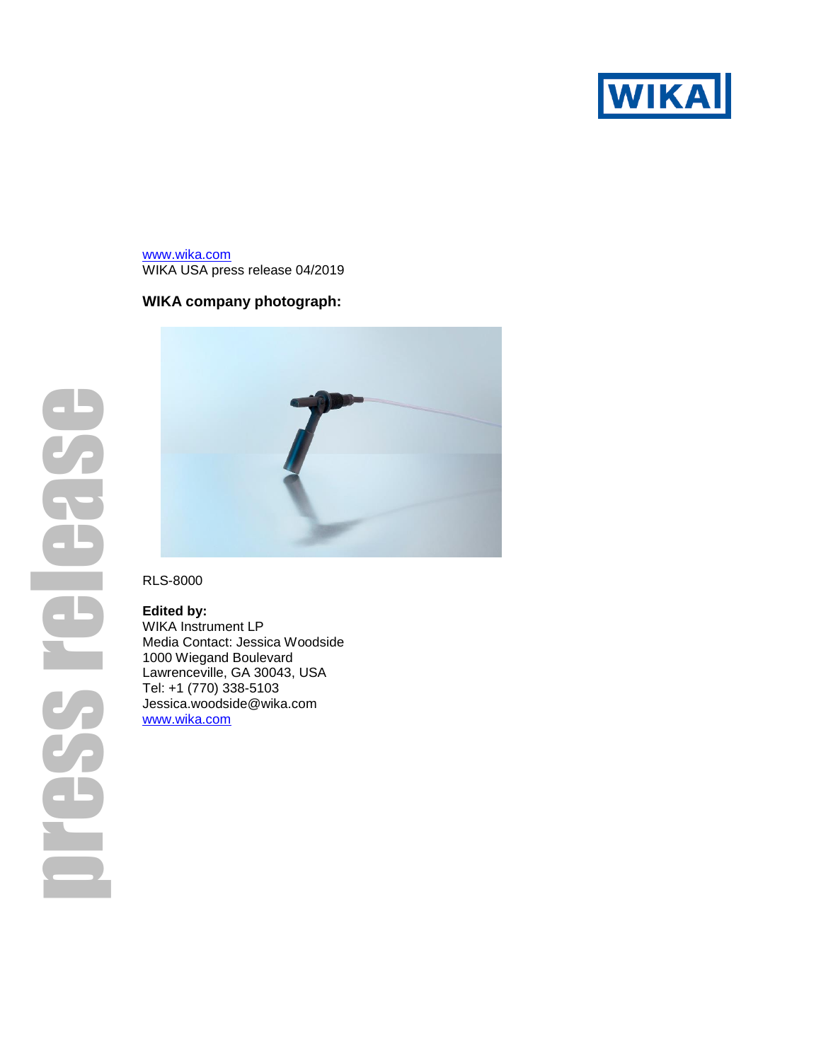www.wika.com
WIKA USA press release 04/2019

**WIKA company photograph:**

RLS-8000

**Edited by:**
WIKA Instrument LP
Media Contact: Jessica Woodside
1000 Wiegand Boulevard
Lawrenceville, GA 30043, USA
Tel: +1 (770) 338-5103
Jessica.woodside@wika.com
www.wika.com